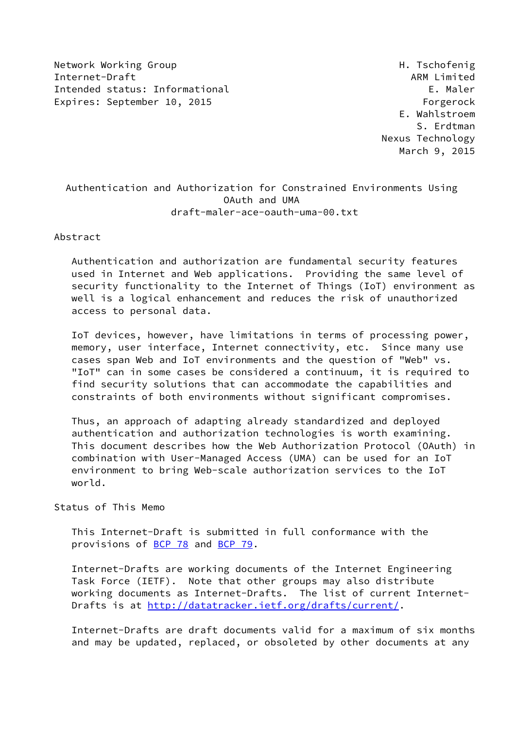Network Working Group                                      H. Tschofenig
Internet-Draft                                               ARM Limited
Intended status: Informational                                  E. Maler
Expires: September 10, 2015                                    Forgerock
                                                           E. Wahlstroem
                                                              S. Erdtman
                                                        Nexus Technology
                                                           March 9, 2015

# Authentication and Authorization for Constrained Environments Using OAuth and UMA

draft-maler-ace-oauth-uma-00.txt

## Abstract

Authentication and authorization are fundamental security features used in Internet and Web applications. Providing the same level of security functionality to the Internet of Things (IoT) environment as well is a logical enhancement and reduces the risk of unauthorized access to personal data.

IoT devices, however, have limitations in terms of processing power, memory, user interface, Internet connectivity, etc. Since many use cases span Web and IoT environments and the question of "Web" vs. "IoT" can in some cases be considered a continuum, it is required to find security solutions that can accommodate the capabilities and constraints of both environments without significant compromises.

Thus, an approach of adapting already standardized and deployed authentication and authorization technologies is worth examining. This document describes how the Web Authorization Protocol (OAuth) in combination with User-Managed Access (UMA) can be used for an IoT environment to bring Web-scale authorization services to the IoT world.

## Status of This Memo

This Internet-Draft is submitted in full conformance with the provisions of BCP 78 and BCP 79.

Internet-Drafts are working documents of the Internet Engineering Task Force (IETF). Note that other groups may also distribute working documents as Internet-Drafts. The list of current Internet-Drafts is at http://datatracker.ietf.org/drafts/current/.

Internet-Drafts are draft documents valid for a maximum of six months and may be updated, replaced, or obsoleted by other documents at any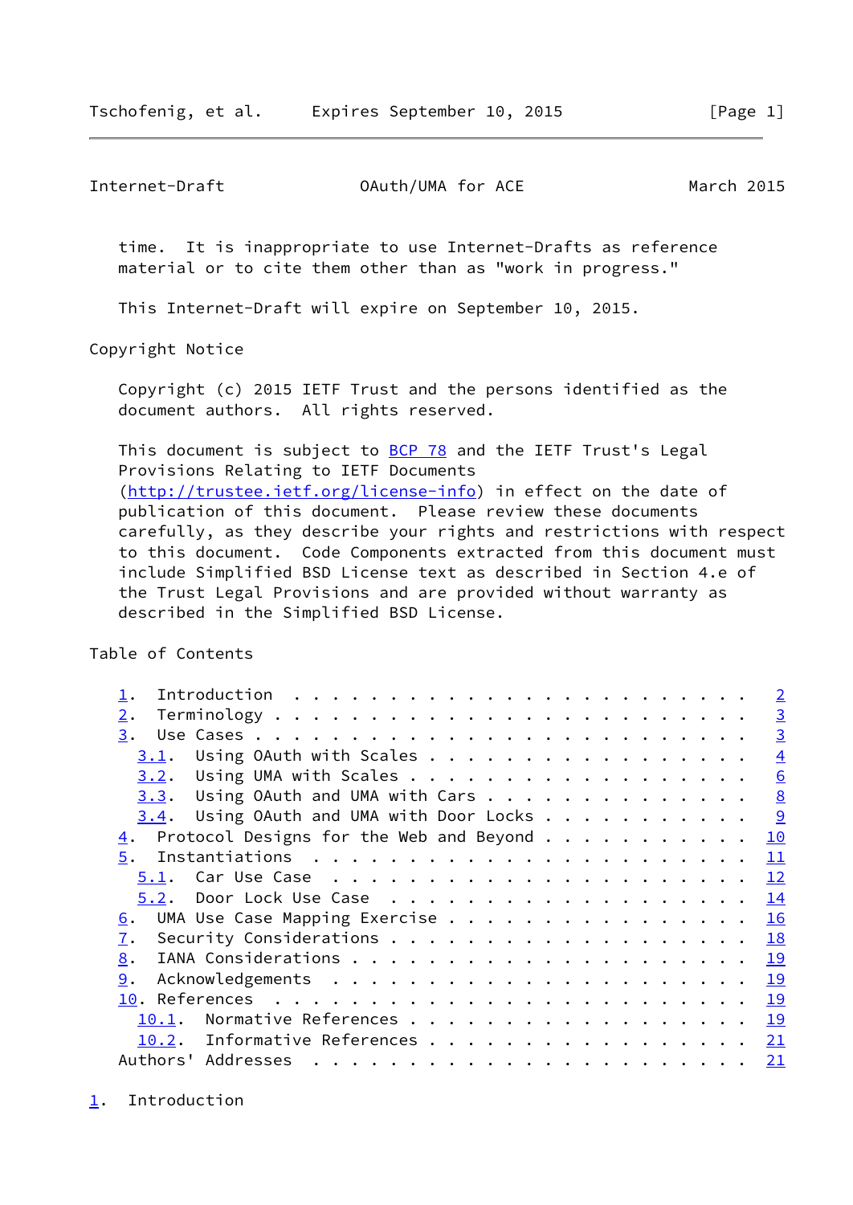time. It is inappropriate to use Internet-Drafts as reference material or to cite them other than as "work in progress."

This Internet-Draft will expire on September 10, 2015.

Copyright Notice

Copyright (c) 2015 IETF Trust and the persons identified as the document authors. All rights reserved.

This document is subject to BCP 78 and the IETF Trust's Legal Provisions Relating to IETF Documents (http://trustee.ietf.org/license-info) in effect on the date of publication of this document. Please review these documents carefully, as they describe your rights and restrictions with respect to this document. Code Components extracted from this document must include Simplified BSD License text as described in Section 4.e of the Trust Legal Provisions and are provided without warranty as described in the Simplified BSD License.

Table of Contents

```
   1.  Introduction . . . . . . . . . . . . . . . . . . . . . . . .   2
   2.  Terminology  . . . . . . . . . . . . . . . . . . . . . . . .   3
   3.  Use Cases  . . . . . . . . . . . . . . . . . . . . . . . . .   3
     3.1.  Using OAuth with Scales  . . . . . . . . . . . . . . . .   4
     3.2.  Using UMA with Scales  . . . . . . . . . . . . . . . . .   6
     3.3.  Using OAuth and UMA with Cars  . . . . . . . . . . . . .   8
     3.4.  Using OAuth and UMA with Door Locks  . . . . . . . . . .   9
   4.  Protocol Designs for the Web and Beyond  . . . . . . . . . .  10
   5.  Instantiations . . . . . . . . . . . . . . . . . . . . . . .  11
     5.1.  Car Use Case . . . . . . . . . . . . . . . . . . . . . .  12
     5.2.  Door Lock Use Case . . . . . . . . . . . . . . . . . . .  14
   6.  UMA Use Case Mapping Exercise  . . . . . . . . . . . . . . .  16
   7.  Security Considerations  . . . . . . . . . . . . . . . . . .  18
   8.  IANA Considerations  . . . . . . . . . . . . . . . . . . . .  19
   9.  Acknowledgements . . . . . . . . . . . . . . . . . . . . . .  19
   10. References . . . . . . . . . . . . . . . . . . . . . . . . .  19
     10.1.  Normative References  . . . . . . . . . . . . . . . . .  19
     10.2.  Informative References  . . . . . . . . . . . . . . . .  21
   Authors' Addresses . . . . . . . . . . . . . . . . . . . . . . .  21
```

## 1. Introduction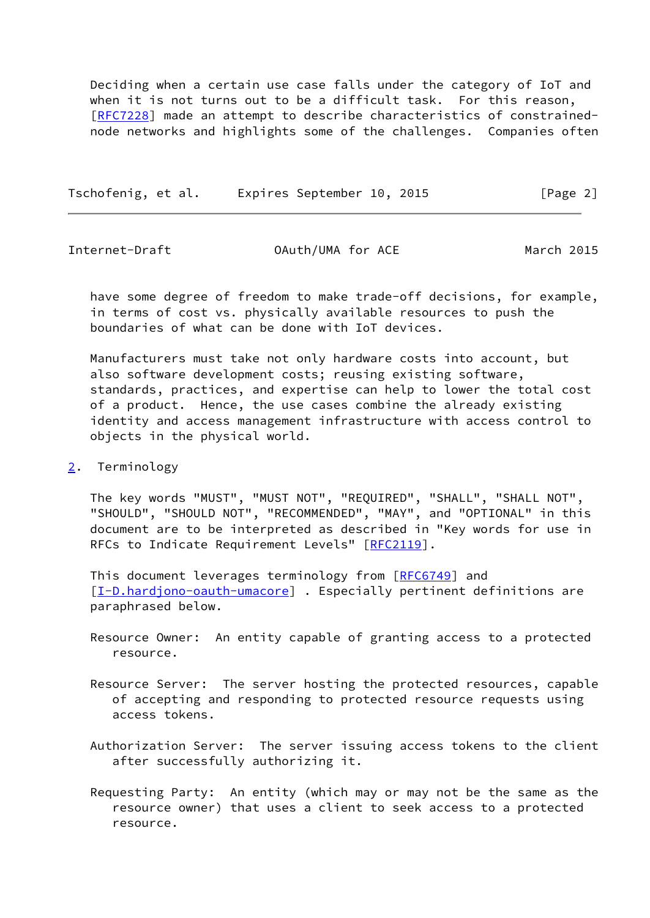Deciding when a certain use case falls under the category of IoT and when it is not turns out to be a difficult task. For this reason, [RFC7228] made an attempt to describe characteristics of constrained-node networks and highlights some of the challenges. Companies often have some degree of freedom to make trade-off decisions, for example, in terms of cost vs. physically available resources to push the boundaries of what can be done with IoT devices.

Manufacturers must take not only hardware costs into account, but also software development costs; reusing existing software, standards, practices, and expertise can help to lower the total cost of a product. Hence, the use cases combine the already existing identity and access management infrastructure with access control to objects in the physical world.

## 2. Terminology

The key words "MUST", "MUST NOT", "REQUIRED", "SHALL", "SHALL NOT", "SHOULD", "SHOULD NOT", "RECOMMENDED", "MAY", and "OPTIONAL" in this document are to be interpreted as described in "Key words for use in RFCs to Indicate Requirement Levels" [RFC2119].

This document leverages terminology from [RFC6749] and [I-D.hardjono-oauth-umacore] . Especially pertinent definitions are paraphrased below.

Resource Owner: An entity capable of granting access to a protected resource.

Resource Server: The server hosting the protected resources, capable of accepting and responding to protected resource requests using access tokens.

Authorization Server: The server issuing access tokens to the client after successfully authorizing it.

Requesting Party: An entity (which may or may not be the same as the resource owner) that uses a client to seek access to a protected resource.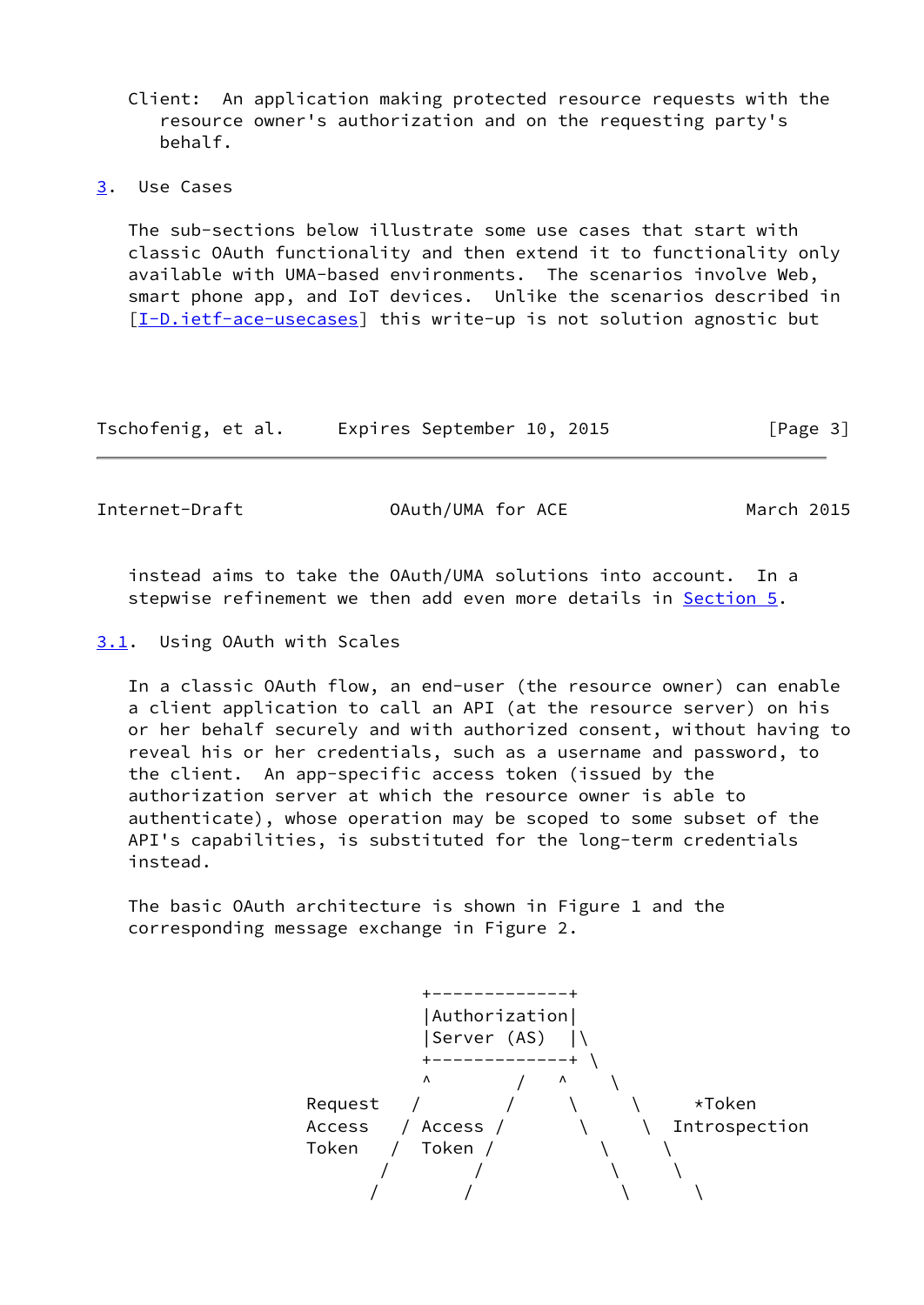Client: An application making protected resource requests with the resource owner's authorization and on the requesting party's behalf.

## 3. Use Cases

The sub-sections below illustrate some use cases that start with classic OAuth functionality and then extend it to functionality only available with UMA-based environments. The scenarios involve Web, smart phone app, and IoT devices. Unlike the scenarios described in [I-D.ietf-ace-usecases] this write-up is not solution agnostic but instead aims to take the OAuth/UMA solutions into account. In a stepwise refinement we then add even more details in Section 5.

### 3.1. Using OAuth with Scales

In a classic OAuth flow, an end-user (the resource owner) can enable a client application to call an API (at the resource server) on his or her behalf securely and with authorized consent, without having to reveal his or her credentials, such as a username and password, to the client. An app-specific access token (issued by the authorization server at which the resource owner is able to authenticate), whose operation may be scoped to some subset of the API's capabilities, is substituted for the long-term credentials instead.

The basic OAuth architecture is shown in Figure 1 and the corresponding message exchange in Figure 2.

```
                     +-------------+
                     |Authorization|
                     |Server (AS)  |\
                     +-------------+ \
                     ^        /   ^    \
           Request   /        /     \     \     *Token
           Access   / Access /       \     \  Introspection
           Token   /  Token /          \     \
                  /        /            \     \
                 /        /              \      \
```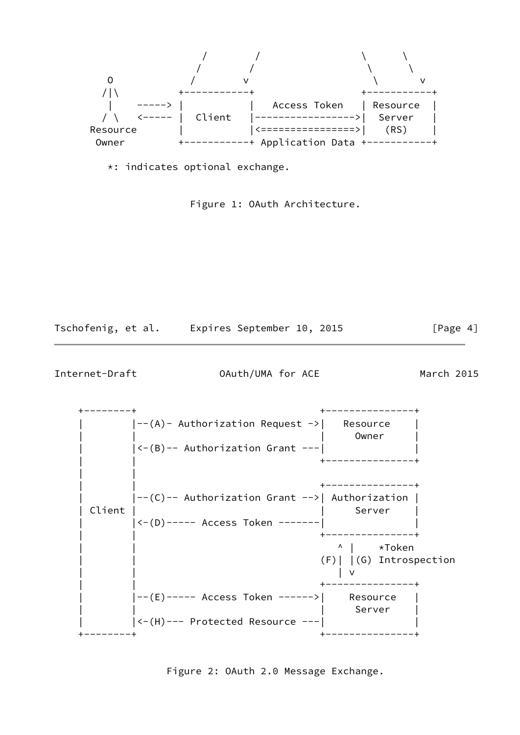```
                  /        /                 \      \
                 /        /                   \      \
     O          /        v                     \      v
    /|\        +-----------+                 +-----------+
     |    ---->|           |   Access Token  | Resource  |
    / \   <----|  Client   |---------------->|  Server   |
  Resource     |           |<===============>|   (RS)    |
   Owner       +-----------+ Application Data+-----------+

     *: indicates optional exchange.
```

Figure 1: OAuth Architecture.

```
     +--------+                               +---------------+
     |        |--(A)- Authorization Request ->|   Resource    |
     |        |                               |     Owner     |
     |        |<-(B)-- Authorization Grant ---|               |
     |        |                               +---------------+
     |        |
     |        |                               +---------------+
     |        |--(C)-- Authorization Grant -->| Authorization |
     | Client |                               |     Server    |
     |        |<-(D)----- Access Token -------|               |
     |        |                               +---------------+
     |        |                                  ^ |    *Token
     |        |                               (F)| |(G) Introspection
     |        |                                  | v
     |        |                               +---------------+
     |        |--(E)----- Access Token ------>|    Resource   |
     |        |                               |     Server    |
     |        |<-(H)--- Protected Resource ---|               |
     +--------+                               +---------------+
```

Figure 2: OAuth 2.0 Message Exchange.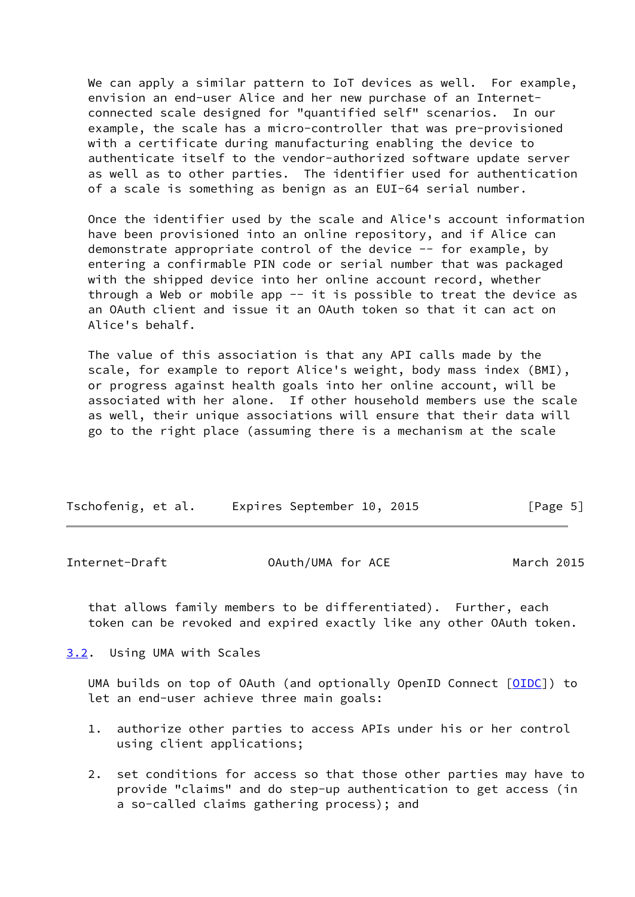We can apply a similar pattern to IoT devices as well. For example, envision an end-user Alice and her new purchase of an Internet-connected scale designed for "quantified self" scenarios. In our example, the scale has a micro-controller that was pre-provisioned with a certificate during manufacturing enabling the device to authenticate itself to the vendor-authorized software update server as well as to other parties. The identifier used for authentication of a scale is something as benign as an EUI-64 serial number.

Once the identifier used by the scale and Alice's account information have been provisioned into an online repository, and if Alice can demonstrate appropriate control of the device -- for example, by entering a confirmable PIN code or serial number that was packaged with the shipped device into her online account record, whether through a Web or mobile app -- it is possible to treat the device as an OAuth client and issue it an OAuth token so that it can act on Alice's behalf.

The value of this association is that any API calls made by the scale, for example to report Alice's weight, body mass index (BMI), or progress against health goals into her online account, will be associated with her alone. If other household members use the scale as well, their unique associations will ensure that their data will go to the right place (assuming there is a mechanism at the scale that allows family members to be differentiated). Further, each token can be revoked and expired exactly like any other OAuth token.

### 3.2. Using UMA with Scales

UMA builds on top of OAuth (and optionally OpenID Connect [OIDC]) to let an end-user achieve three main goals:

1. authorize other parties to access APIs under his or her control using client applications;

2. set conditions for access so that those other parties may have to provide "claims" and do step-up authentication to get access (in a so-called claims gathering process); and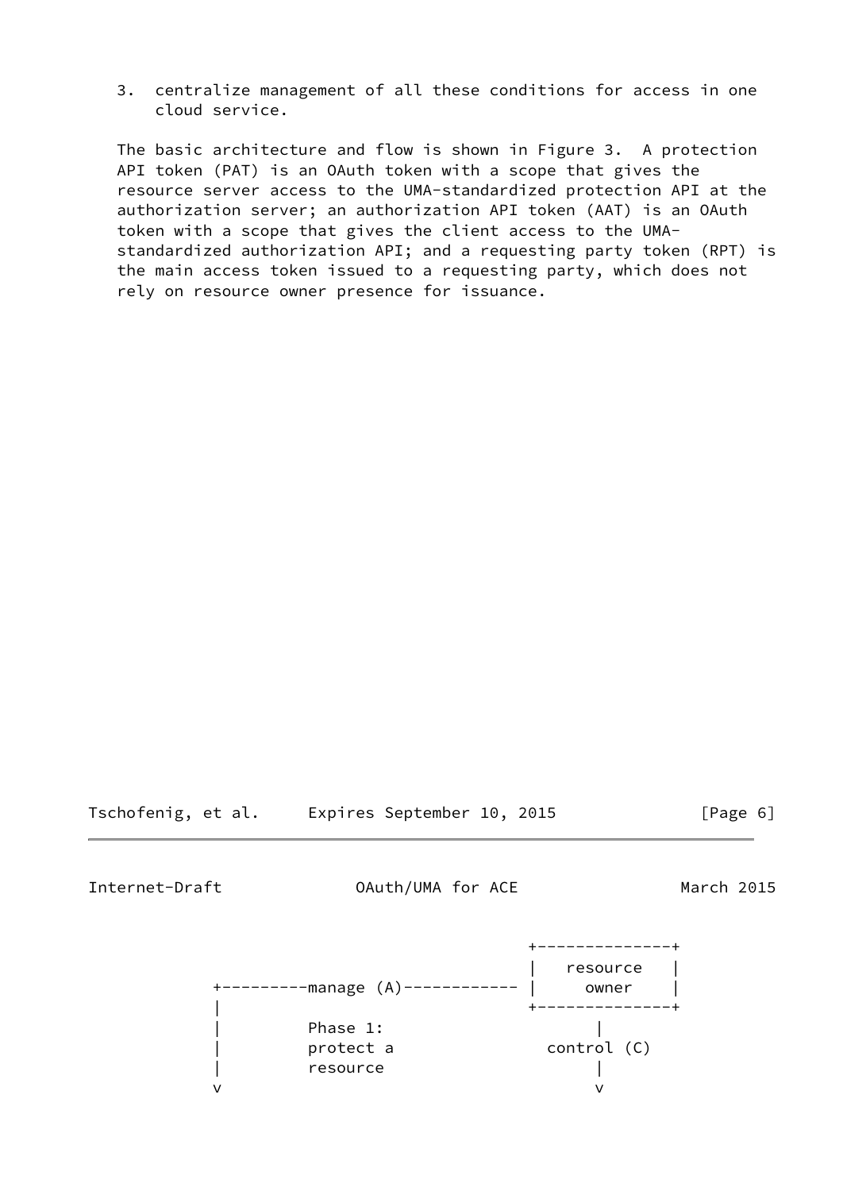3. centralize management of all these conditions for access in one cloud service.

The basic architecture and flow is shown in Figure 3. A protection API token (PAT) is an OAuth token with a scope that gives the resource server access to the UMA-standardized protection API at the authorization server; an authorization API token (AAT) is an OAuth token with a scope that gives the client access to the UMA-standardized authorization API; and a requesting party token (RPT) is the main access token issued to a requesting party, which does not rely on resource owner presence for issuance.

```
                                          +--------------+
                                          |   resource   |
         +---------manage (A)------------ |     owner    |
         |                                +--------------+
         |         Phase 1:                      |
         |         protect a                control (C)
         |         resource                      |
         v                                       v
```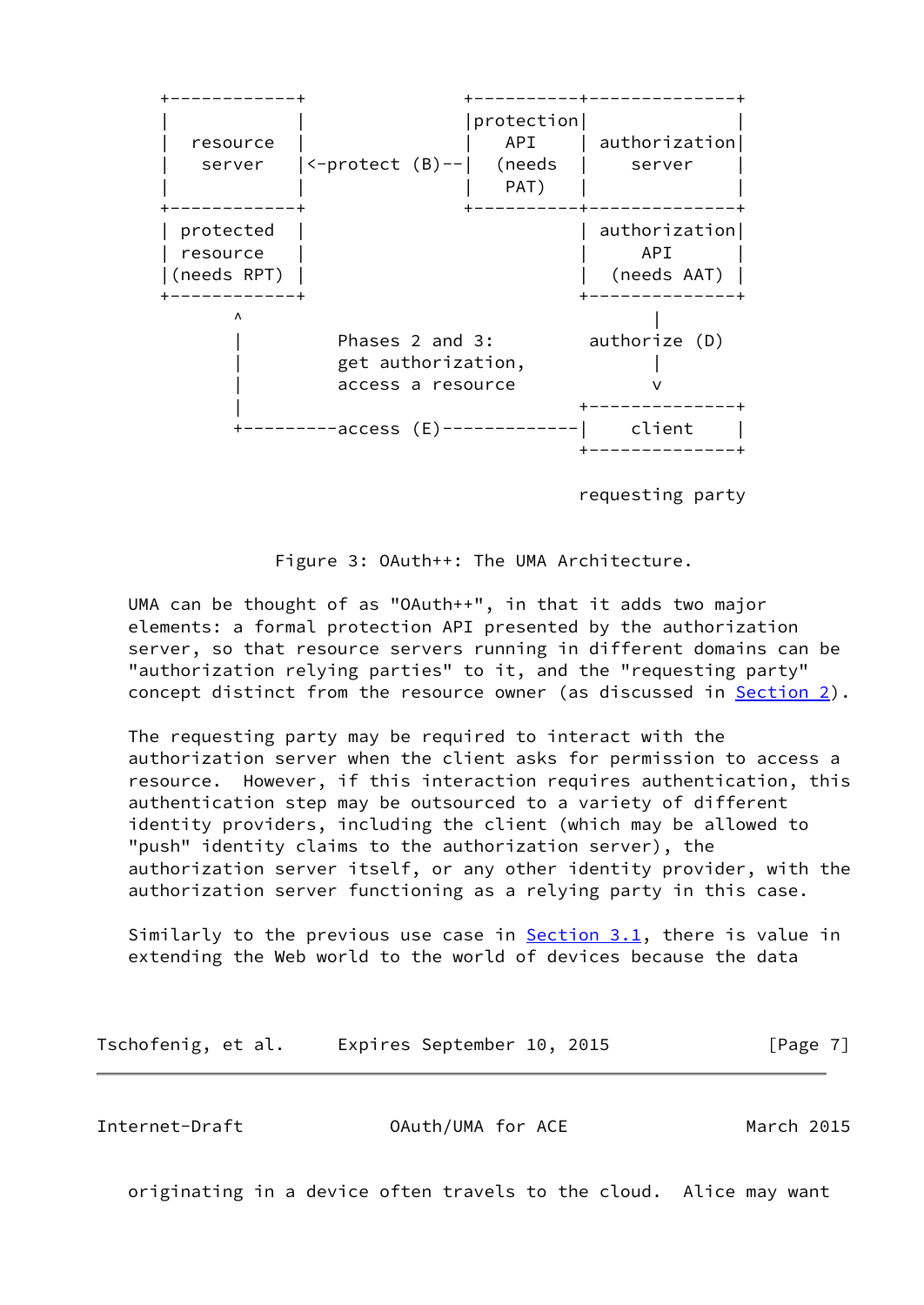```
+------------+              +----------+--------------+
|            |              |protection|              |
|  resource  |              |   API    | authorization|
|   server   |<-protect (B)--|  (needs  |    server    |
|            |              |   PAT)   |              |
+------------+              +----------+--------------+
| protected  |                         | authorization|
| resource   |                         |     API      |
|(needs RPT) |                         |  (needs AAT) |
+------------+                         +--------------+
       ^                                      |
       |         Phases 2 and 3:         authorize (D)
       |         get authorization,           |
       |         access a resource            v
       |                               +--------------+
       +---------access (E)-------------|    client    |
                                       +--------------+

                                       requesting party
```

Figure 3: OAuth++: The UMA Architecture.

UMA can be thought of as "OAuth++", in that it adds two major elements: a formal protection API presented by the authorization server, so that resource servers running in different domains can be "authorization relying parties" to it, and the "requesting party" concept distinct from the resource owner (as discussed in Section 2).

The requesting party may be required to interact with the authorization server when the client asks for permission to access a resource. However, if this interaction requires authentication, this authentication step may be outsourced to a variety of different identity providers, including the client (which may be allowed to "push" identity claims to the authorization server), the authorization server itself, or any other identity provider, with the authorization server functioning as a relying party in this case.

Similarly to the previous use case in Section 3.1, there is value in extending the Web world to the world of devices because the data originating in a device often travels to the cloud. Alice may want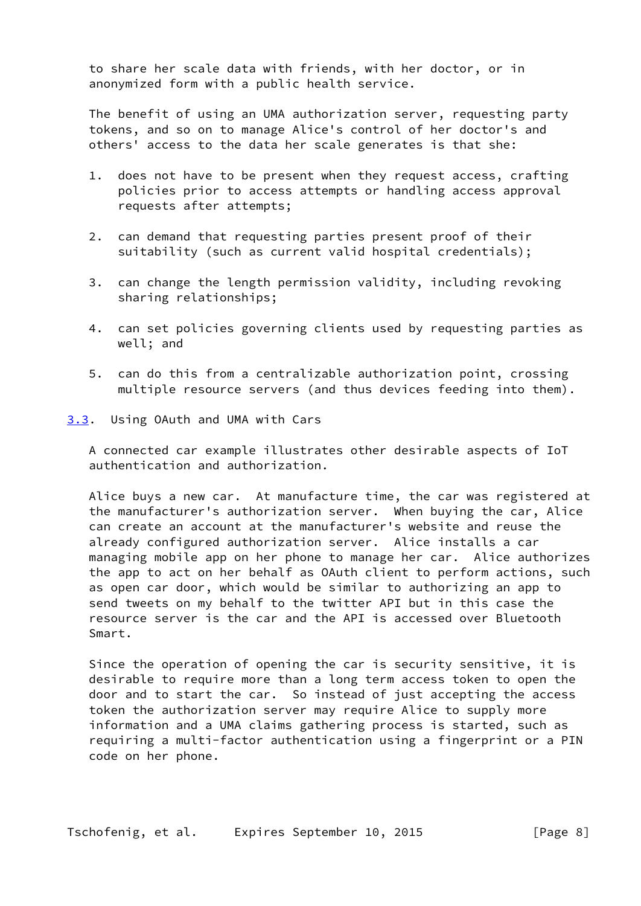to share her scale data with friends, with her doctor, or in anonymized form with a public health service.

The benefit of using an UMA authorization server, requesting party tokens, and so on to manage Alice's control of her doctor's and others' access to the data her scale generates is that she:

1. does not have to be present when they request access, crafting policies prior to access attempts or handling access approval requests after attempts;

2. can demand that requesting parties present proof of their suitability (such as current valid hospital credentials);

3. can change the length permission validity, including revoking sharing relationships;

4. can set policies governing clients used by requesting parties as well; and

5. can do this from a centralizable authorization point, crossing multiple resource servers (and thus devices feeding into them).

### 3.3. Using OAuth and UMA with Cars

A connected car example illustrates other desirable aspects of IoT authentication and authorization.

Alice buys a new car. At manufacture time, the car was registered at the manufacturer's authorization server. When buying the car, Alice can create an account at the manufacturer's website and reuse the already configured authorization server. Alice installs a car managing mobile app on her phone to manage her car. Alice authorizes the app to act on her behalf as OAuth client to perform actions, such as open car door, which would be similar to authorizing an app to send tweets on my behalf to the twitter API but in this case the resource server is the car and the API is accessed over Bluetooth Smart.

Since the operation of opening the car is security sensitive, it is desirable to require more than a long term access token to open the door and to start the car. So instead of just accepting the access token the authorization server may require Alice to supply more information and a UMA claims gathering process is started, such as requiring a multi-factor authentication using a fingerprint or a PIN code on her phone.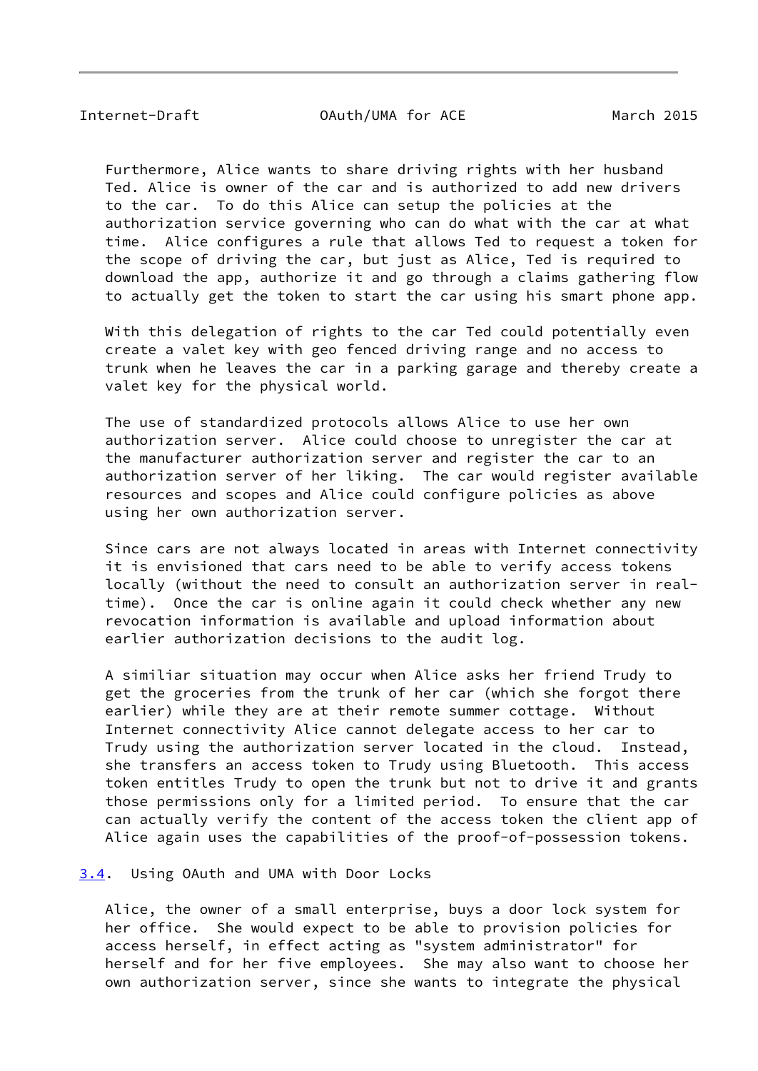Furthermore, Alice wants to share driving rights with her husband Ted. Alice is owner of the car and is authorized to add new drivers to the car. To do this Alice can setup the policies at the authorization service governing who can do what with the car at what time. Alice configures a rule that allows Ted to request a token for the scope of driving the car, but just as Alice, Ted is required to download the app, authorize it and go through a claims gathering flow to actually get the token to start the car using his smart phone app.

With this delegation of rights to the car Ted could potentially even create a valet key with geo fenced driving range and no access to trunk when he leaves the car in a parking garage and thereby create a valet key for the physical world.

The use of standardized protocols allows Alice to use her own authorization server. Alice could choose to unregister the car at the manufacturer authorization server and register the car to an authorization server of her liking. The car would register available resources and scopes and Alice could configure policies as above using her own authorization server.

Since cars are not always located in areas with Internet connectivity it is envisioned that cars need to be able to verify access tokens locally (without the need to consult an authorization server in real-time). Once the car is online again it could check whether any new revocation information is available and upload information about earlier authorization decisions to the audit log.

A similiar situation may occur when Alice asks her friend Trudy to get the groceries from the trunk of her car (which she forgot there earlier) while they are at their remote summer cottage. Without Internet connectivity Alice cannot delegate access to her car to Trudy using the authorization server located in the cloud. Instead, she transfers an access token to Trudy using Bluetooth. This access token entitles Trudy to open the trunk but not to drive it and grants those permissions only for a limited period. To ensure that the car can actually verify the content of the access token the client app of Alice again uses the capabilities of the proof-of-possession tokens.

### 3.4. Using OAuth and UMA with Door Locks

Alice, the owner of a small enterprise, buys a door lock system for her office. She would expect to be able to provision policies for access herself, in effect acting as "system administrator" for herself and for her five employees. She may also want to choose her own authorization server, since she wants to integrate the physical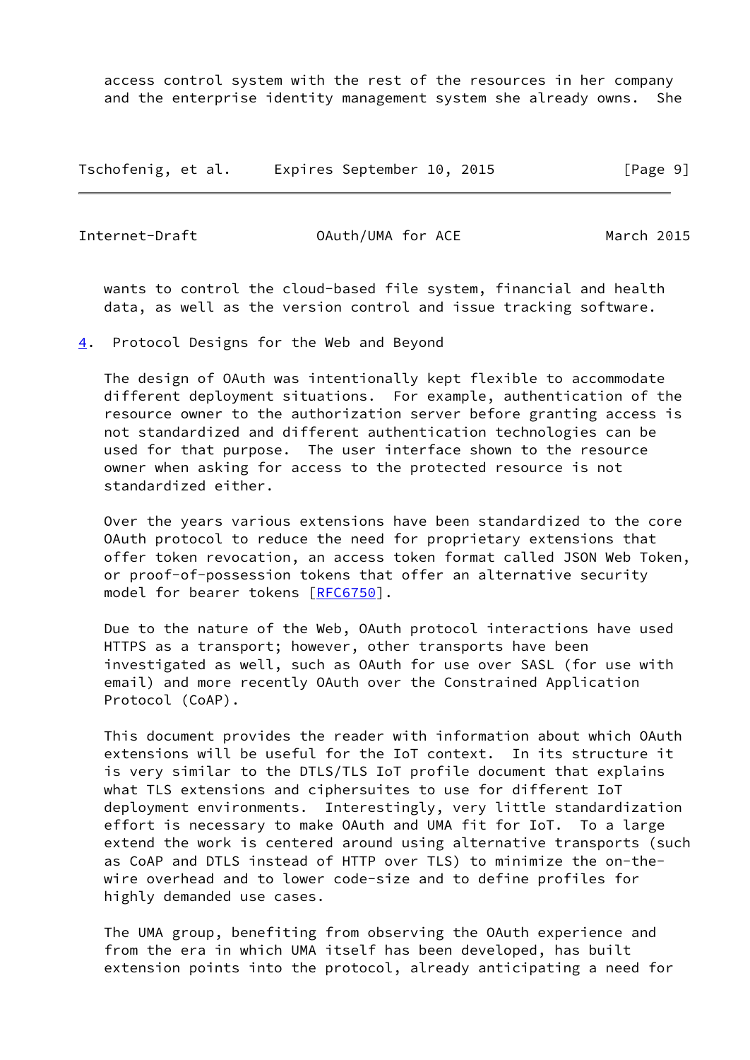access control system with the rest of the resources in her company and the enterprise identity management system she already owns. She wants to control the cloud-based file system, financial and health data, as well as the version control and issue tracking software.

## 4. Protocol Designs for the Web and Beyond

The design of OAuth was intentionally kept flexible to accommodate different deployment situations. For example, authentication of the resource owner to the authorization server before granting access is not standardized and different authentication technologies can be used for that purpose. The user interface shown to the resource owner when asking for access to the protected resource is not standardized either.

Over the years various extensions have been standardized to the core OAuth protocol to reduce the need for proprietary extensions that offer token revocation, an access token format called JSON Web Token, or proof-of-possession tokens that offer an alternative security model for bearer tokens [RFC6750].

Due to the nature of the Web, OAuth protocol interactions have used HTTPS as a transport; however, other transports have been investigated as well, such as OAuth for use over SASL (for use with email) and more recently OAuth over the Constrained Application Protocol (CoAP).

This document provides the reader with information about which OAuth extensions will be useful for the IoT context. In its structure it is very similar to the DTLS/TLS IoT profile document that explains what TLS extensions and ciphersuites to use for different IoT deployment environments. Interestingly, very little standardization effort is necessary to make OAuth and UMA fit for IoT. To a large extend the work is centered around using alternative transports (such as CoAP and DTLS instead of HTTP over TLS) to minimize the on-the-wire overhead and to lower code-size and to define profiles for highly demanded use cases.

The UMA group, benefiting from observing the OAuth experience and from the era in which UMA itself has been developed, has built extension points into the protocol, already anticipating a need for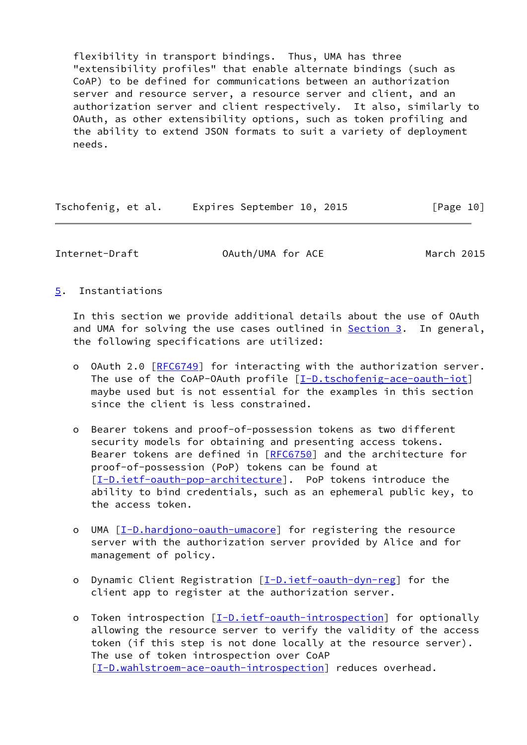flexibility in transport bindings. Thus, UMA has three "extensibility profiles" that enable alternate bindings (such as CoAP) to be defined for communications between an authorization server and resource server, a resource server and client, and an authorization server and client respectively. It also, similarly to OAuth, as other extensibility options, such as token profiling and the ability to extend JSON formats to suit a variety of deployment needs.

## 5. Instantiations

In this section we provide additional details about the use of OAuth and UMA for solving the use cases outlined in Section 3. In general, the following specifications are utilized:

- OAuth 2.0 [RFC6749] for interacting with the authorization server. The use of the CoAP-OAuth profile [I-D.tschofenig-ace-oauth-iot] maybe used but is not essential for the examples in this section since the client is less constrained.

- Bearer tokens and proof-of-possession tokens as two different security models for obtaining and presenting access tokens. Bearer tokens are defined in [RFC6750] and the architecture for proof-of-possession (PoP) tokens can be found at [I-D.ietf-oauth-pop-architecture]. PoP tokens introduce the ability to bind credentials, such as an ephemeral public key, to the access token.

- UMA [I-D.hardjono-oauth-umacore] for registering the resource server with the authorization server provided by Alice and for management of policy.

- Dynamic Client Registration [I-D.ietf-oauth-dyn-reg] for the client app to register at the authorization server.

- Token introspection [I-D.ietf-oauth-introspection] for optionally allowing the resource server to verify the validity of the access token (if this step is not done locally at the resource server). The use of token introspection over CoAP [I-D.wahlstroem-ace-oauth-introspection] reduces overhead.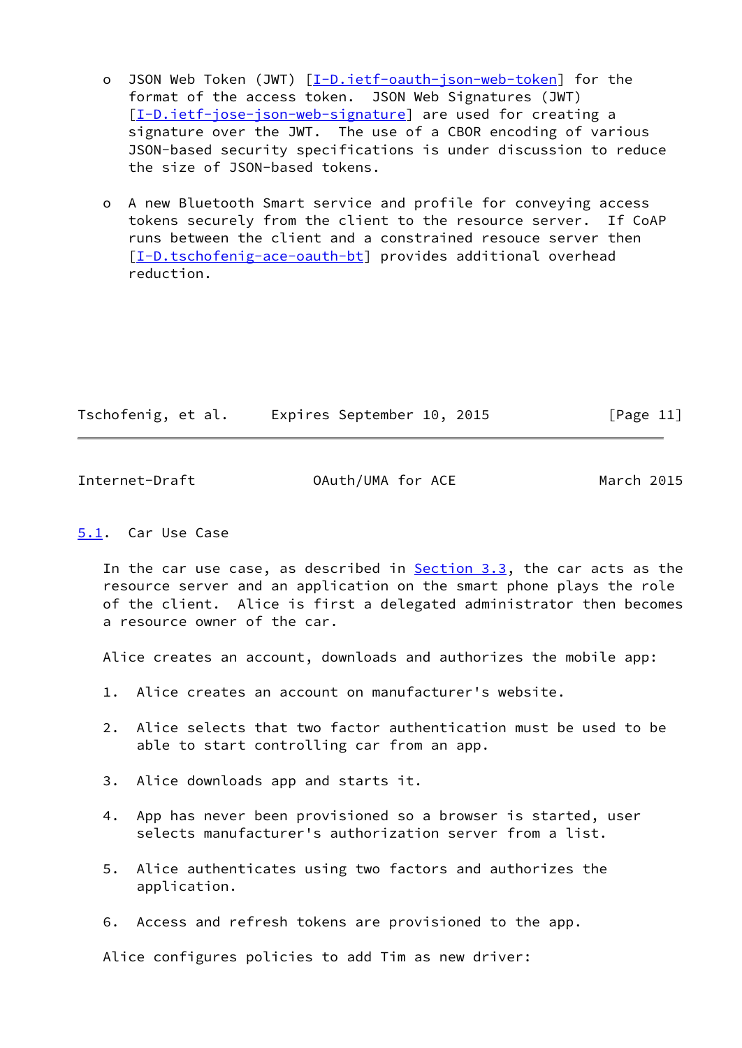- JSON Web Token (JWT) [I-D.ietf-oauth-json-web-token] for the format of the access token. JSON Web Signatures (JWT) [I-D.ietf-jose-json-web-signature] are used for creating a signature over the JWT. The use of a CBOR encoding of various JSON-based security specifications is under discussion to reduce the size of JSON-based tokens.

- A new Bluetooth Smart service and profile for conveying access tokens securely from the client to the resource server. If CoAP runs between the client and a constrained resouce server then [I-D.tschofenig-ace-oauth-bt] provides additional overhead reduction.

### 5.1. Car Use Case

In the car use case, as described in Section 3.3, the car acts as the resource server and an application on the smart phone plays the role of the client. Alice is first a delegated administrator then becomes a resource owner of the car.

Alice creates an account, downloads and authorizes the mobile app:

1. Alice creates an account on manufacturer's website.

2. Alice selects that two factor authentication must be used to be able to start controlling car from an app.

3. Alice downloads app and starts it.

4. App has never been provisioned so a browser is started, user selects manufacturer's authorization server from a list.

5. Alice authenticates using two factors and authorizes the application.

6. Access and refresh tokens are provisioned to the app.

Alice configures policies to add Tim as new driver: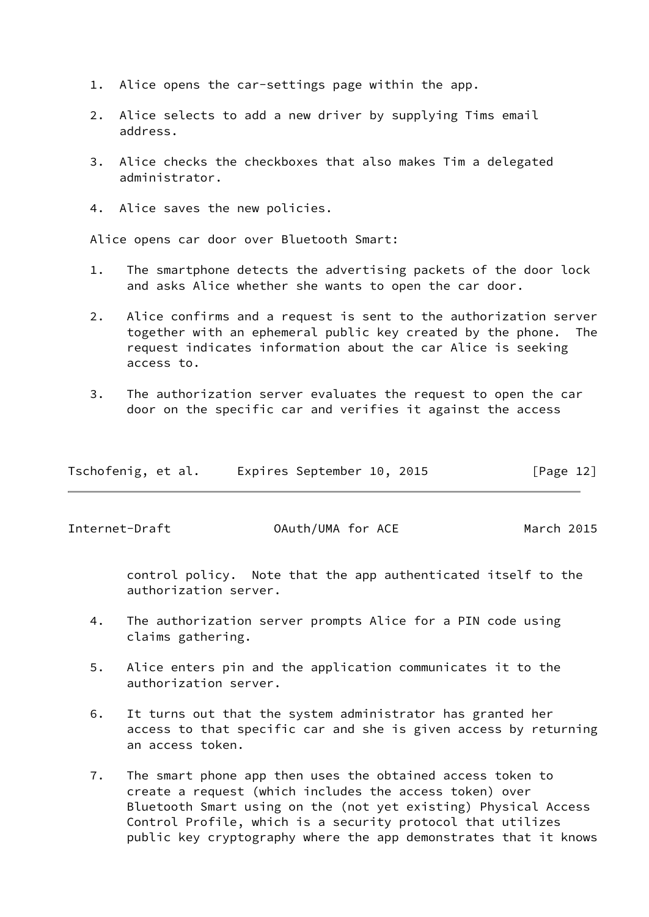1. Alice opens the car-settings page within the app.

2. Alice selects to add a new driver by supplying Tims email address.

3. Alice checks the checkboxes that also makes Tim a delegated administrator.

4. Alice saves the new policies.

Alice opens car door over Bluetooth Smart:

1. The smartphone detects the advertising packets of the door lock and asks Alice whether she wants to open the car door.

2. Alice confirms and a request is sent to the authorization server together with an ephemeral public key created by the phone. The request indicates information about the car Alice is seeking access to.

3. The authorization server evaluates the request to open the car door on the specific car and verifies it against the access control policy. Note that the app authenticated itself to the authorization server.

4. The authorization server prompts Alice for a PIN code using claims gathering.

5. Alice enters pin and the application communicates it to the authorization server.

6. It turns out that the system administrator has granted her access to that specific car and she is given access by returning an access token.

7. The smart phone app then uses the obtained access token to create a request (which includes the access token) over Bluetooth Smart using on the (not yet existing) Physical Access Control Profile, which is a security protocol that utilizes public key cryptography where the app demonstrates that it knows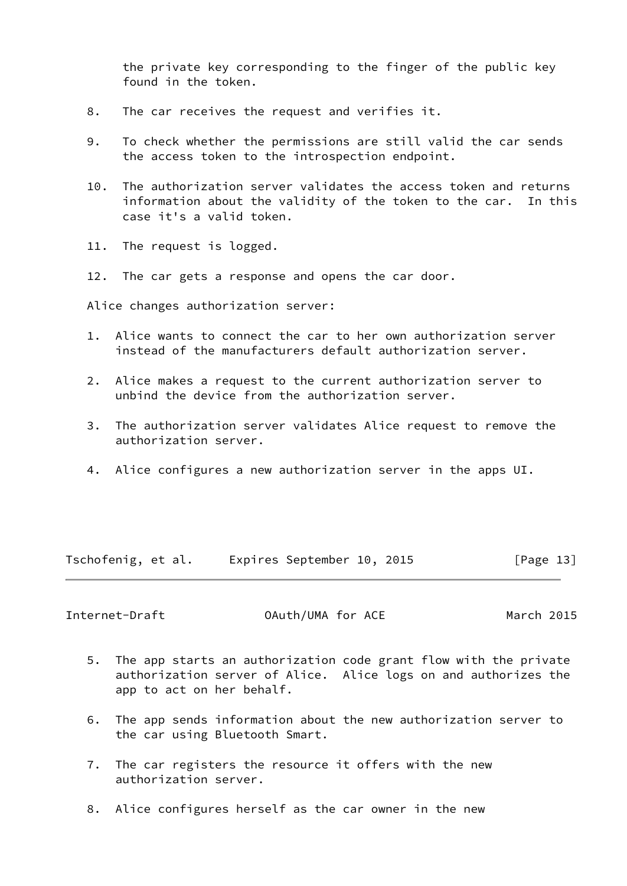the private key corresponding to the finger of the public key found in the token.

8. The car receives the request and verifies it.

9. To check whether the permissions are still valid the car sends the access token to the introspection endpoint.

10. The authorization server validates the access token and returns information about the validity of the token to the car. In this case it's a valid token.

11. The request is logged.

12. The car gets a response and opens the car door.

Alice changes authorization server:

1. Alice wants to connect the car to her own authorization server instead of the manufacturers default authorization server.

2. Alice makes a request to the current authorization server to unbind the device from the authorization server.

3. The authorization server validates Alice request to remove the authorization server.

4. Alice configures a new authorization server in the apps UI.

5. The app starts an authorization code grant flow with the private authorization server of Alice. Alice logs on and authorizes the app to act on her behalf.

6. The app sends information about the new authorization server to the car using Bluetooth Smart.

7. The car registers the resource it offers with the new authorization server.

8. Alice configures herself as the car owner in the new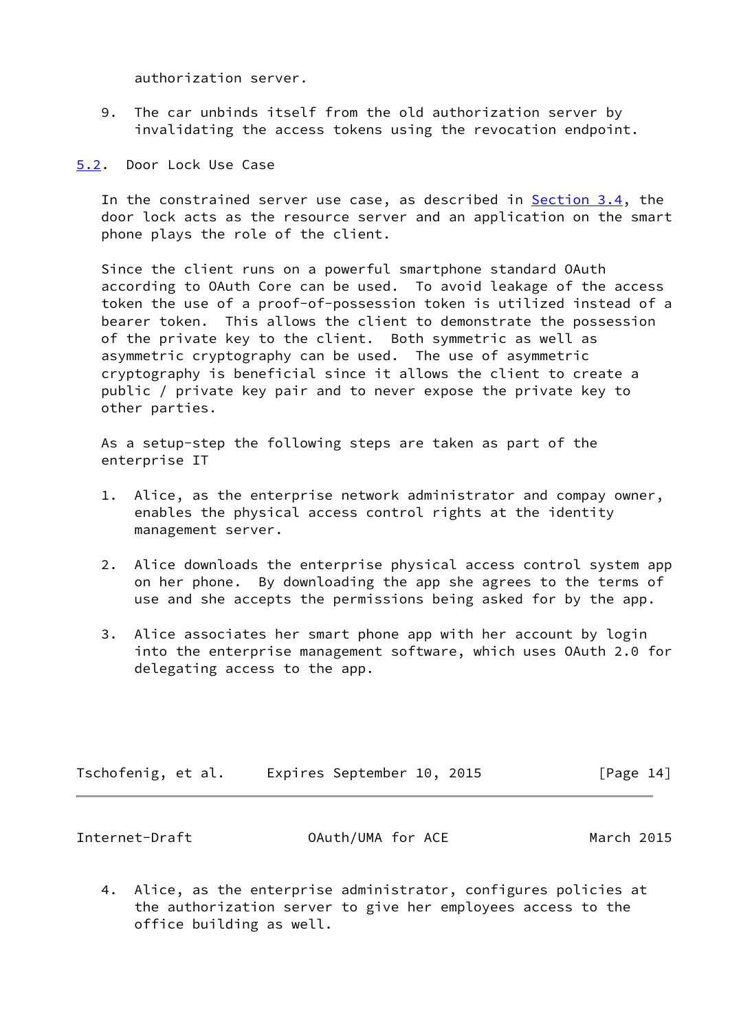authorization server.

9. The car unbinds itself from the old authorization server by invalidating the access tokens using the revocation endpoint.

## 5.2. Door Lock Use Case

In the constrained server use case, as described in Section 3.4, the door lock acts as the resource server and an application on the smart phone plays the role of the client.

Since the client runs on a powerful smartphone standard OAuth according to OAuth Core can be used. To avoid leakage of the access token the use of a proof-of-possession token is utilized instead of a bearer token. This allows the client to demonstrate the possession of the private key to the client. Both symmetric as well as asymmetric cryptography can be used. The use of asymmetric cryptography is beneficial since it allows the client to create a public / private key pair and to never expose the private key to other parties.

As a setup-step the following steps are taken as part of the enterprise IT

1. Alice, as the enterprise network administrator and compay owner, enables the physical access control rights at the identity management server.

2. Alice downloads the enterprise physical access control system app on her phone. By downloading the app she agrees to the terms of use and she accepts the permissions being asked for by the app.

3. Alice associates her smart phone app with her account by login into the enterprise management software, which uses OAuth 2.0 for delegating access to the app.

4. Alice, as the enterprise administrator, configures policies at the authorization server to give her employees access to the office building as well.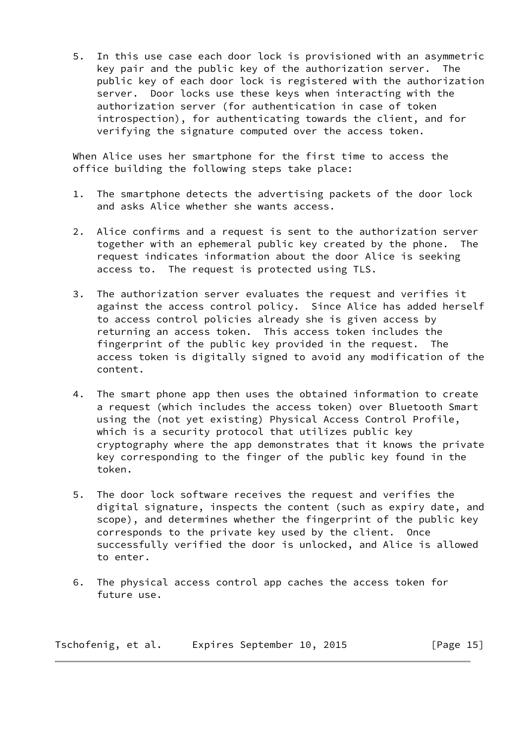5. In this use case each door lock is provisioned with an asymmetric key pair and the public key of the authorization server. The public key of each door lock is registered with the authorization server. Door locks use these keys when interacting with the authorization server (for authentication in case of token introspection), for authenticating towards the client, and for verifying the signature computed over the access token.

When Alice uses her smartphone for the first time to access the office building the following steps take place:

1. The smartphone detects the advertising packets of the door lock and asks Alice whether she wants access.

2. Alice confirms and a request is sent to the authorization server together with an ephemeral public key created by the phone. The request indicates information about the door Alice is seeking access to. The request is protected using TLS.

3. The authorization server evaluates the request and verifies it against the access control policy. Since Alice has added herself to access control policies already she is given access by returning an access token. This access token includes the fingerprint of the public key provided in the request. The access token is digitally signed to avoid any modification of the content.

4. The smart phone app then uses the obtained information to create a request (which includes the access token) over Bluetooth Smart using the (not yet existing) Physical Access Control Profile, which is a security protocol that utilizes public key cryptography where the app demonstrates that it knows the private key corresponding to the finger of the public key found in the token.

5. The door lock software receives the request and verifies the digital signature, inspects the content (such as expiry date, and scope), and determines whether the fingerprint of the public key corresponds to the private key used by the client. Once successfully verified the door is unlocked, and Alice is allowed to enter.

6. The physical access control app caches the access token for future use.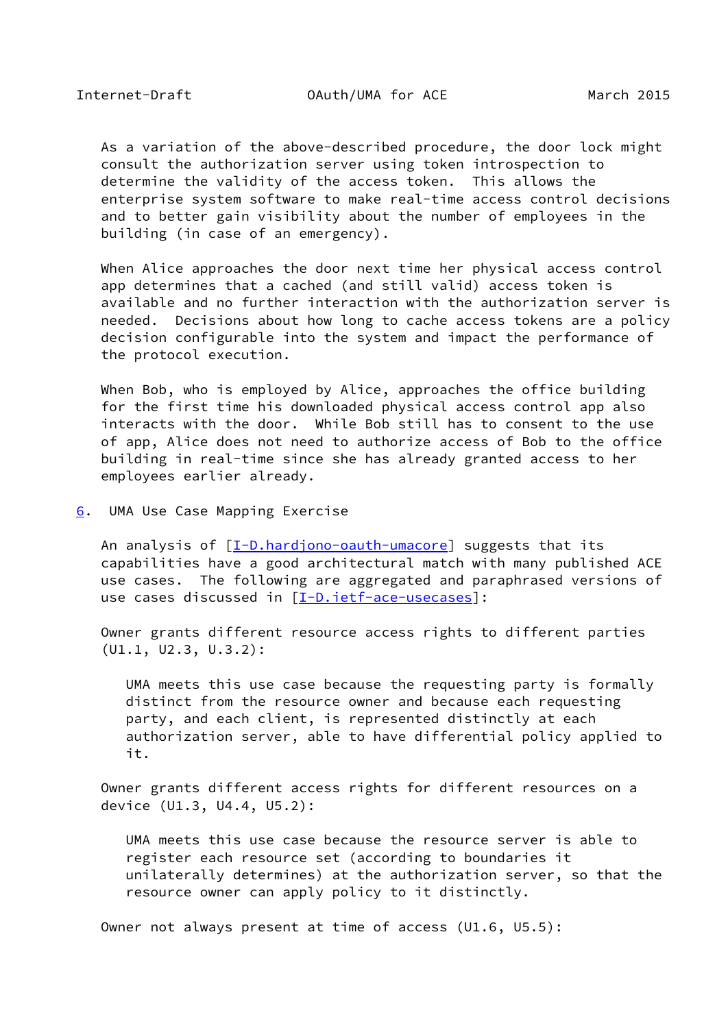As a variation of the above-described procedure, the door lock might consult the authorization server using token introspection to determine the validity of the access token. This allows the enterprise system software to make real-time access control decisions and to better gain visibility about the number of employees in the building (in case of an emergency).

When Alice approaches the door next time her physical access control app determines that a cached (and still valid) access token is available and no further interaction with the authorization server is needed. Decisions about how long to cache access tokens are a policy decision configurable into the system and impact the performance of the protocol execution.

When Bob, who is employed by Alice, approaches the office building for the first time his downloaded physical access control app also interacts with the door. While Bob still has to consent to the use of app, Alice does not need to authorize access of Bob to the office building in real-time since she has already granted access to her employees earlier already.

## 6. UMA Use Case Mapping Exercise

An analysis of [I-D.hardjono-oauth-umacore] suggests that its capabilities have a good architectural match with many published ACE use cases. The following are aggregated and paraphrased versions of use cases discussed in [I-D.ietf-ace-usecases]:

Owner grants different resource access rights to different parties (U1.1, U2.3, U.3.2):

> UMA meets this use case because the requesting party is formally distinct from the resource owner and because each requesting party, and each client, is represented distinctly at each authorization server, able to have differential policy applied to it.

Owner grants different access rights for different resources on a device (U1.3, U4.4, U5.2):

> UMA meets this use case because the resource server is able to register each resource set (according to boundaries it unilaterally determines) at the authorization server, so that the resource owner can apply policy to it distinctly.

Owner not always present at time of access (U1.6, U5.5):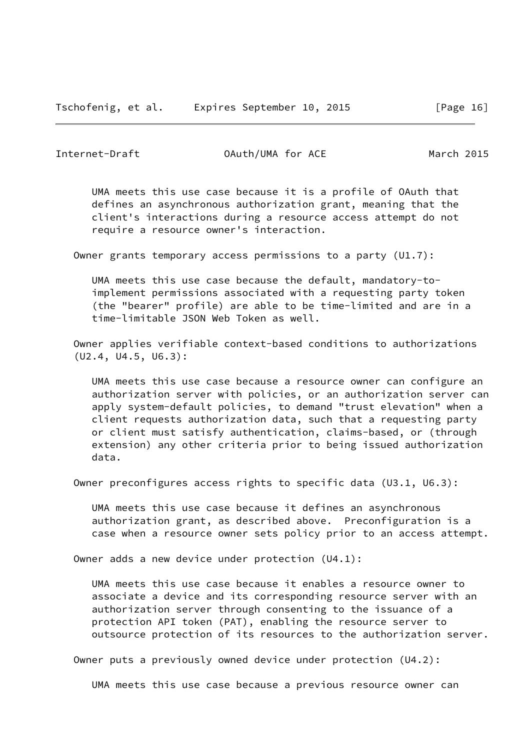UMA meets this use case because it is a profile of OAuth that defines an asynchronous authorization grant, meaning that the client's interactions during a resource access attempt do not require a resource owner's interaction.

Owner grants temporary access permissions to a party (U1.7):

UMA meets this use case because the default, mandatory-to-implement permissions associated with a requesting party token (the "bearer" profile) are able to be time-limited and are in a time-limitable JSON Web Token as well.

Owner applies verifiable context-based conditions to authorizations (U2.4, U4.5, U6.3):

UMA meets this use case because a resource owner can configure an authorization server with policies, or an authorization server can apply system-default policies, to demand "trust elevation" when a client requests authorization data, such that a requesting party or client must satisfy authentication, claims-based, or (through extension) any other criteria prior to being issued authorization data.

Owner preconfigures access rights to specific data (U3.1, U6.3):

UMA meets this use case because it defines an asynchronous authorization grant, as described above. Preconfiguration is a case when a resource owner sets policy prior to an access attempt.

Owner adds a new device under protection (U4.1):

UMA meets this use case because it enables a resource owner to associate a device and its corresponding resource server with an authorization server through consenting to the issuance of a protection API token (PAT), enabling the resource server to outsource protection of its resources to the authorization server.

Owner puts a previously owned device under protection (U4.2):

UMA meets this use case because a previous resource owner can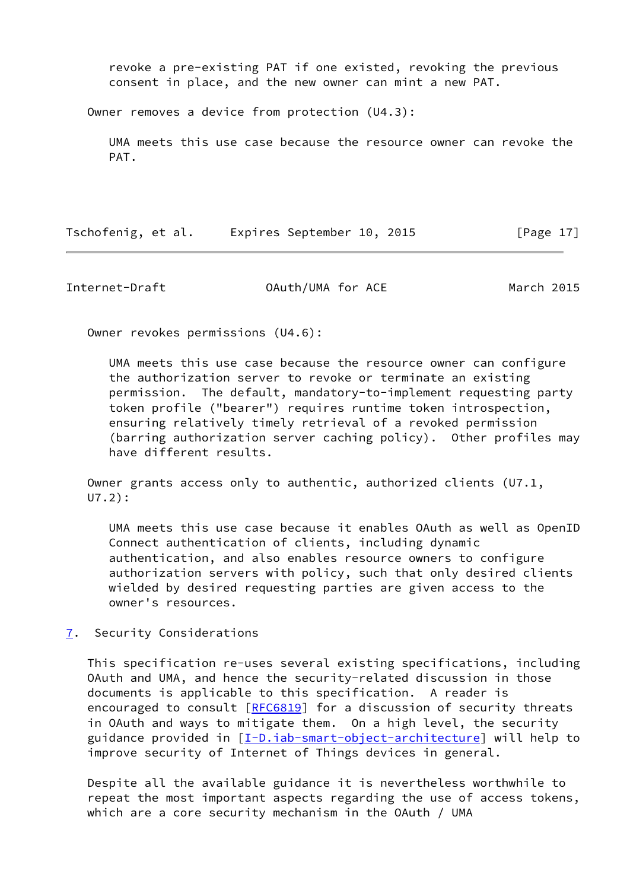revoke a pre-existing PAT if one existed, revoking the previous consent in place, and the new owner can mint a new PAT.

Owner removes a device from protection (U4.3):

UMA meets this use case because the resource owner can revoke the PAT.

Owner revokes permissions (U4.6):

UMA meets this use case because the resource owner can configure the authorization server to revoke or terminate an existing permission. The default, mandatory-to-implement requesting party token profile ("bearer") requires runtime token introspection, ensuring relatively timely retrieval of a revoked permission (barring authorization server caching policy). Other profiles may have different results.

Owner grants access only to authentic, authorized clients (U7.1, U7.2):

UMA meets this use case because it enables OAuth as well as OpenID Connect authentication of clients, including dynamic authentication, and also enables resource owners to configure authorization servers with policy, such that only desired clients wielded by desired requesting parties are given access to the owner's resources.

## 7. Security Considerations

This specification re-uses several existing specifications, including OAuth and UMA, and hence the security-related discussion in those documents is applicable to this specification. A reader is encouraged to consult [RFC6819] for a discussion of security threats in OAuth and ways to mitigate them. On a high level, the security guidance provided in [I-D.iab-smart-object-architecture] will help to improve security of Internet of Things devices in general.

Despite all the available guidance it is nevertheless worthwhile to repeat the most important aspects regarding the use of access tokens, which are a core security mechanism in the OAuth / UMA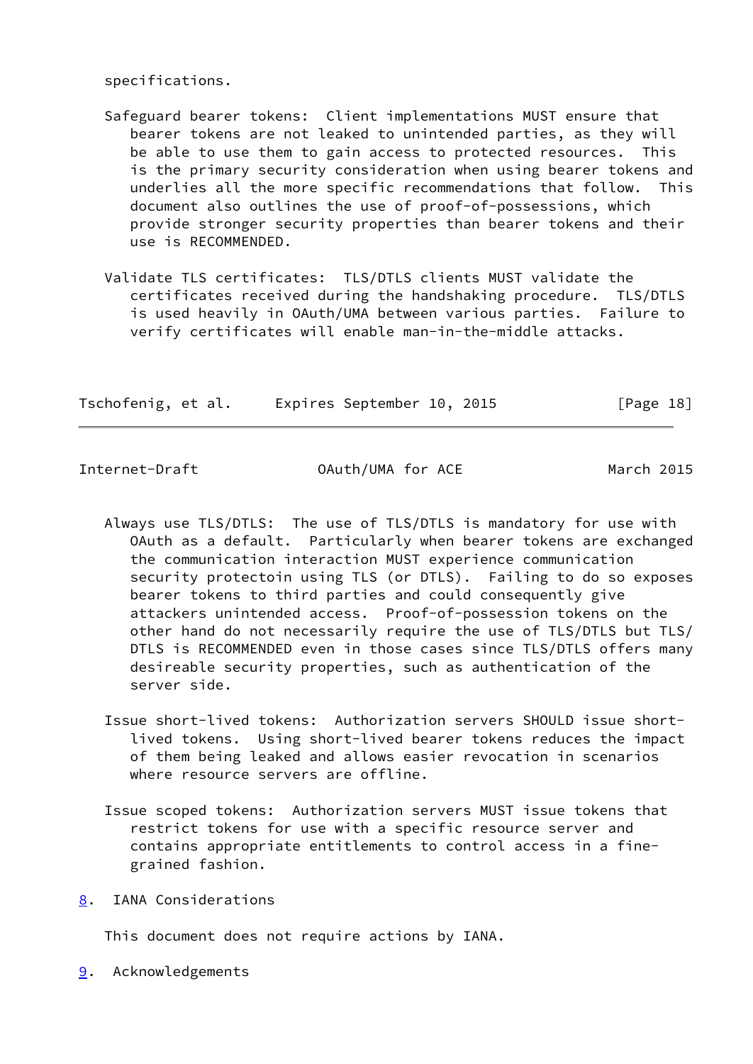specifications.

Safeguard bearer tokens: Client implementations MUST ensure that bearer tokens are not leaked to unintended parties, as they will be able to use them to gain access to protected resources. This is the primary security consideration when using bearer tokens and underlies all the more specific recommendations that follow. This document also outlines the use of proof-of-possessions, which provide stronger security properties than bearer tokens and their use is RECOMMENDED.

Validate TLS certificates: TLS/DTLS clients MUST validate the certificates received during the handshaking procedure. TLS/DTLS is used heavily in OAuth/UMA between various parties. Failure to verify certificates will enable man-in-the-middle attacks.

Always use TLS/DTLS: The use of TLS/DTLS is mandatory for use with OAuth as a default. Particularly when bearer tokens are exchanged the communication interaction MUST experience communication security protectoin using TLS (or DTLS). Failing to do so exposes bearer tokens to third parties and could consequently give attackers unintended access. Proof-of-possession tokens on the other hand do not necessarily require the use of TLS/DTLS but TLS/DTLS is RECOMMENDED even in those cases since TLS/DTLS offers many desireable security properties, such as authentication of the server side.

Issue short-lived tokens: Authorization servers SHOULD issue short-lived tokens. Using short-lived bearer tokens reduces the impact of them being leaked and allows easier revocation in scenarios where resource servers are offline.

Issue scoped tokens: Authorization servers MUST issue tokens that restrict tokens for use with a specific resource server and contains appropriate entitlements to control access in a fine-grained fashion.

## 8. IANA Considerations

This document does not require actions by IANA.

## 9. Acknowledgements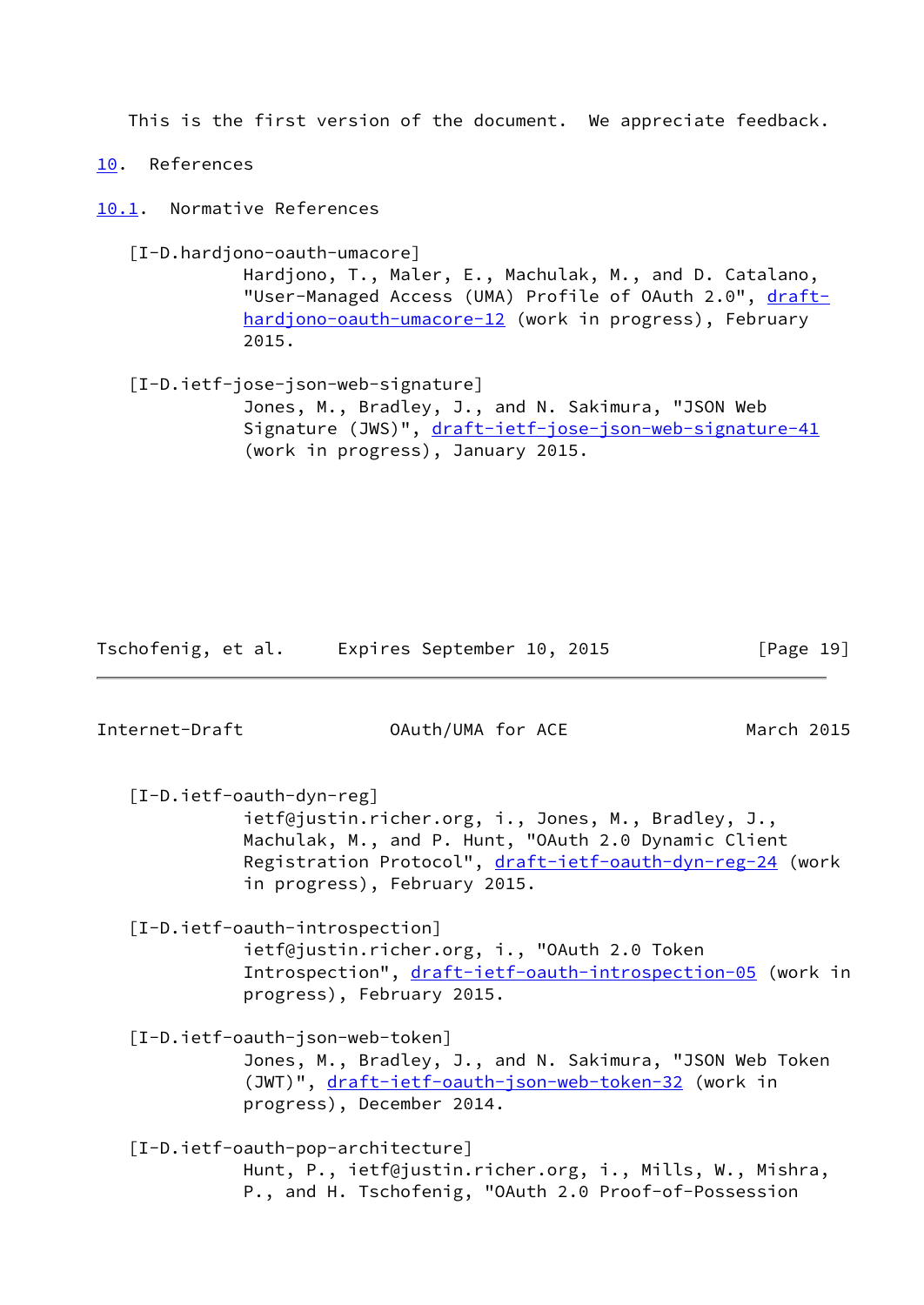This is the first version of the document. We appreciate feedback.

# 10. References

## 10.1. Normative References

[I-D.hardjono-oauth-umacore]
Hardjono, T., Maler, E., Machulak, M., and D. Catalano, "User-Managed Access (UMA) Profile of OAuth 2.0", draft-hardjono-oauth-umacore-12 (work in progress), February 2015.

[I-D.ietf-jose-json-web-signature]
Jones, M., Bradley, J., and N. Sakimura, "JSON Web Signature (JWS)", draft-ietf-jose-json-web-signature-41 (work in progress), January 2015.

[I-D.ietf-oauth-dyn-reg]
ietf@justin.richer.org, i., Jones, M., Bradley, J., Machulak, M., and P. Hunt, "OAuth 2.0 Dynamic Client Registration Protocol", draft-ietf-oauth-dyn-reg-24 (work in progress), February 2015.

[I-D.ietf-oauth-introspection]
ietf@justin.richer.org, i., "OAuth 2.0 Token Introspection", draft-ietf-oauth-introspection-05 (work in progress), February 2015.

[I-D.ietf-oauth-json-web-token]
Jones, M., Bradley, J., and N. Sakimura, "JSON Web Token (JWT)", draft-ietf-oauth-json-web-token-32 (work in progress), December 2014.

[I-D.ietf-oauth-pop-architecture]
Hunt, P., ietf@justin.richer.org, i., Mills, W., Mishra, P., and H. Tschofenig, "OAuth 2.0 Proof-of-Possession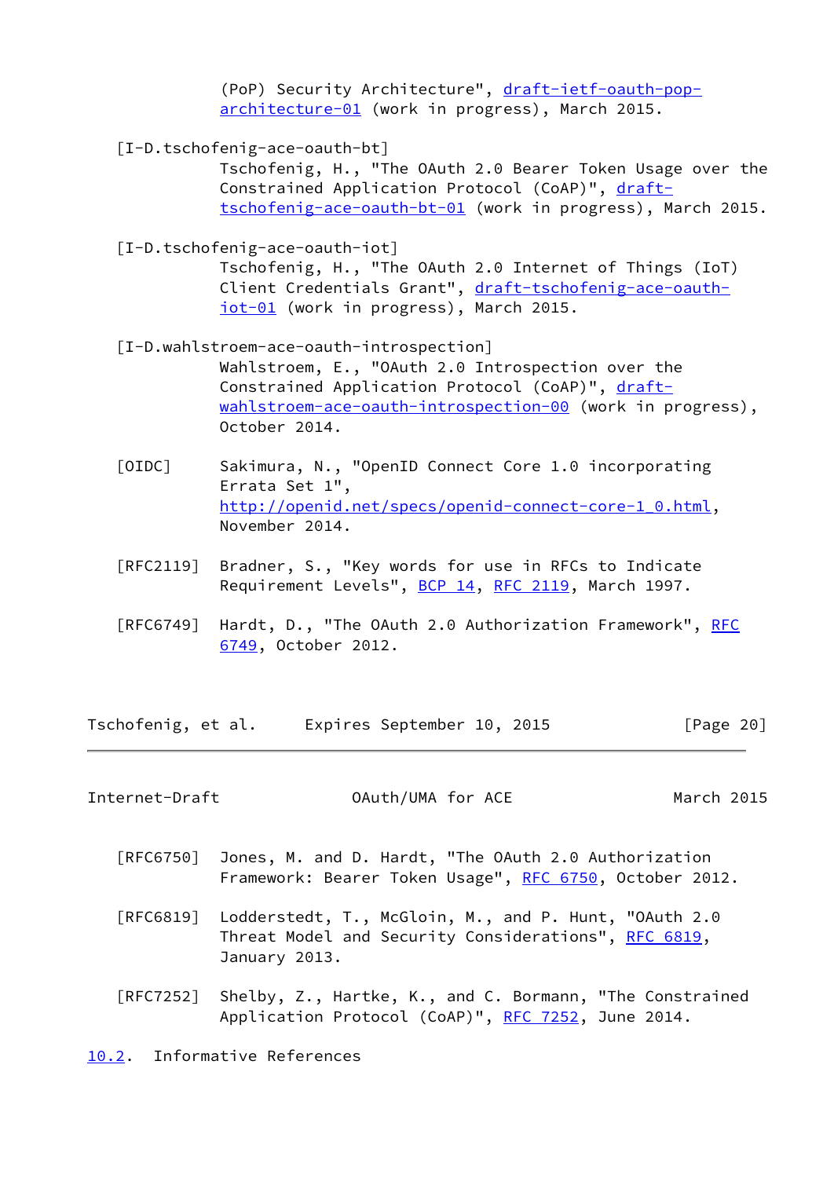(PoP) Security Architecture", draft-ietf-oauth-pop-architecture-01 (work in progress), March 2015.

[I-D.tschofenig-ace-oauth-bt]
Tschofenig, H., "The OAuth 2.0 Bearer Token Usage over the Constrained Application Protocol (CoAP)", draft-tschofenig-ace-oauth-bt-01 (work in progress), March 2015.

[I-D.tschofenig-ace-oauth-iot]
Tschofenig, H., "The OAuth 2.0 Internet of Things (IoT) Client Credentials Grant", draft-tschofenig-ace-oauth-iot-01 (work in progress), March 2015.

[I-D.wahlstroem-ace-oauth-introspection]
Wahlstroem, E., "OAuth 2.0 Introspection over the Constrained Application Protocol (CoAP)", draft-wahlstroem-ace-oauth-introspection-00 (work in progress), October 2014.

[OIDC] Sakimura, N., "OpenID Connect Core 1.0 incorporating Errata Set 1", http://openid.net/specs/openid-connect-core-1_0.html, November 2014.

[RFC2119] Bradner, S., "Key words for use in RFCs to Indicate Requirement Levels", BCP 14, RFC 2119, March 1997.

[RFC6749] Hardt, D., "The OAuth 2.0 Authorization Framework", RFC 6749, October 2012.

[RFC6750] Jones, M. and D. Hardt, "The OAuth 2.0 Authorization Framework: Bearer Token Usage", RFC 6750, October 2012.

[RFC6819] Lodderstedt, T., McGloin, M., and P. Hunt, "OAuth 2.0 Threat Model and Security Considerations", RFC 6819, January 2013.

[RFC7252] Shelby, Z., Hartke, K., and C. Bormann, "The Constrained Application Protocol (CoAP)", RFC 7252, June 2014.

### 10.2. Informative References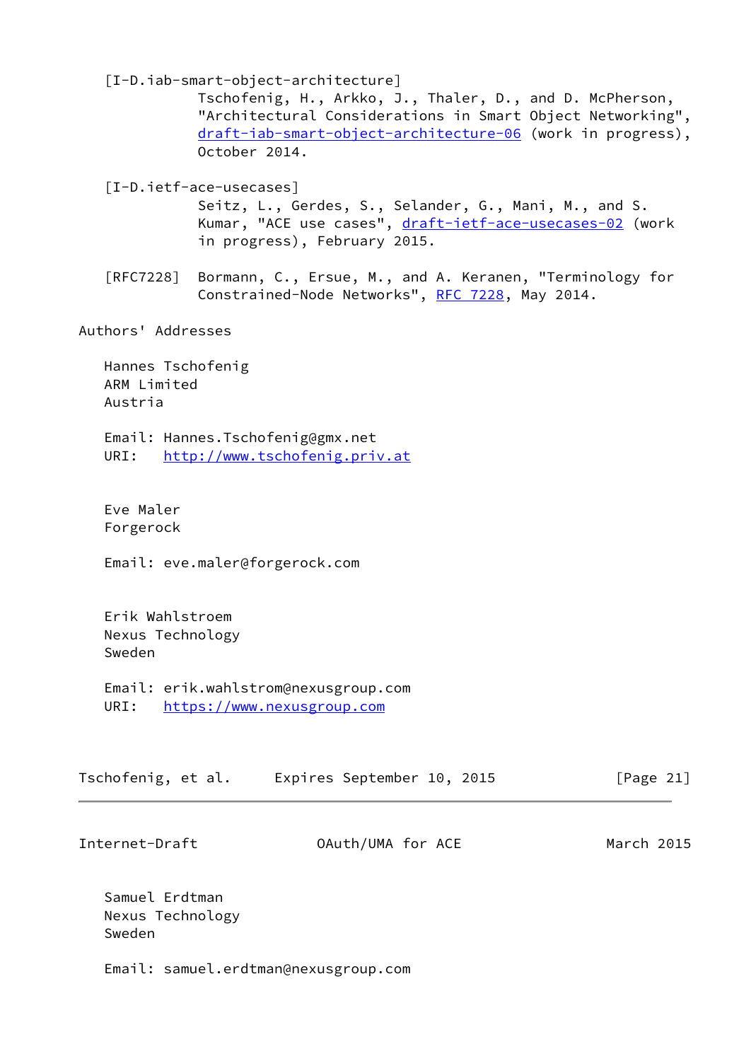[I-D.iab-smart-object-architecture]
Tschofenig, H., Arkko, J., Thaler, D., and D. McPherson, "Architectural Considerations in Smart Object Networking", draft-iab-smart-object-architecture-06 (work in progress), October 2014.

[I-D.ietf-ace-usecases]
Seitz, L., Gerdes, S., Selander, G., Mani, M., and S. Kumar, "ACE use cases", draft-ietf-ace-usecases-02 (work in progress), February 2015.

[RFC7228] Bormann, C., Ersue, M., and A. Keranen, "Terminology for Constrained-Node Networks", RFC 7228, May 2014.

## Authors' Addresses

Hannes Tschofenig
ARM Limited
Austria

Email: Hannes.Tschofenig@gmx.net
URI: http://www.tschofenig.priv.at

Eve Maler
Forgerock

Email: eve.maler@forgerock.com

Erik Wahlstroem
Nexus Technology
Sweden

Email: erik.wahlstrom@nexusgroup.com
URI: https://www.nexusgroup.com

Samuel Erdtman
Nexus Technology
Sweden

Email: samuel.erdtman@nexusgroup.com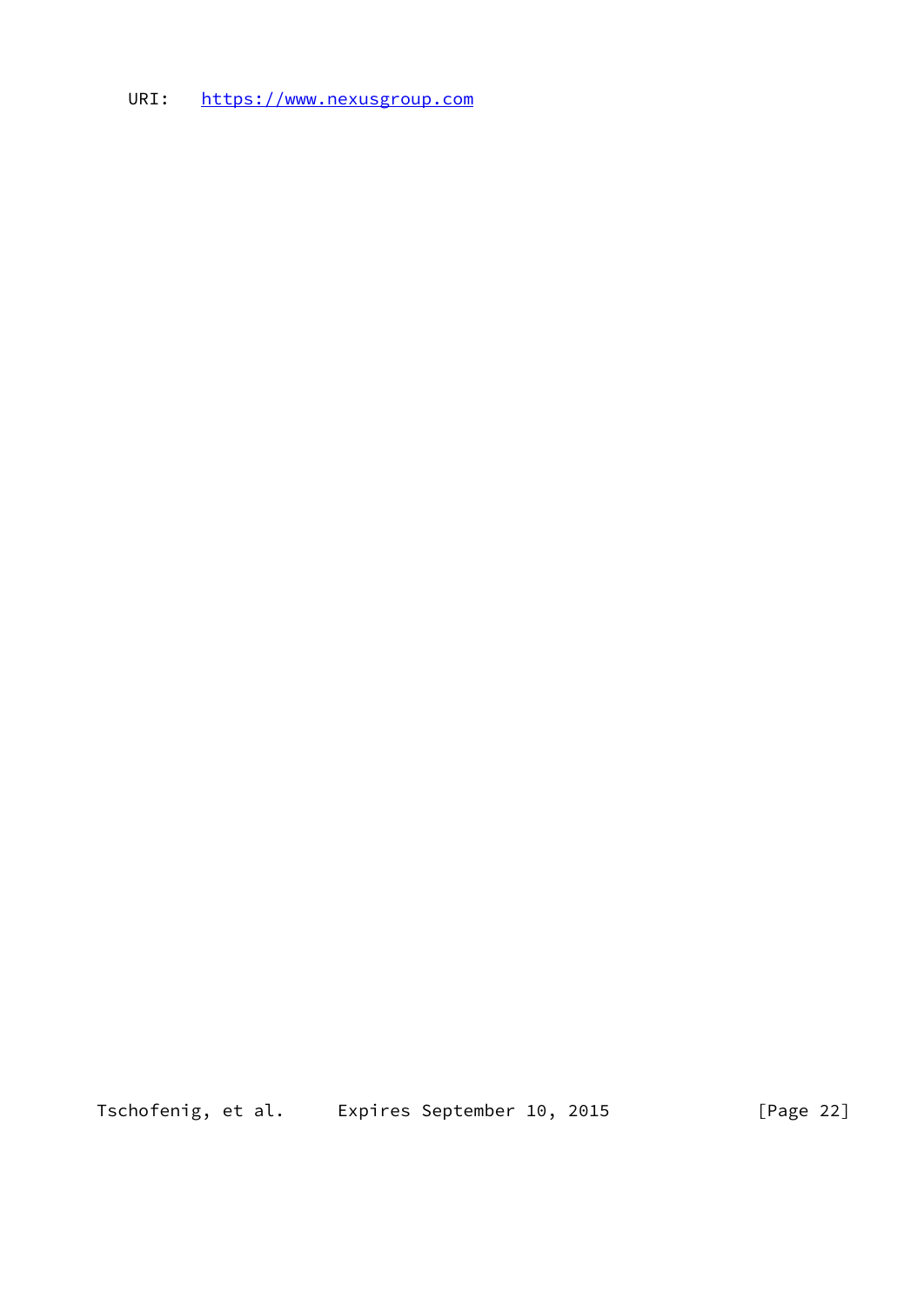URI:   https://www.nexusgroup.com